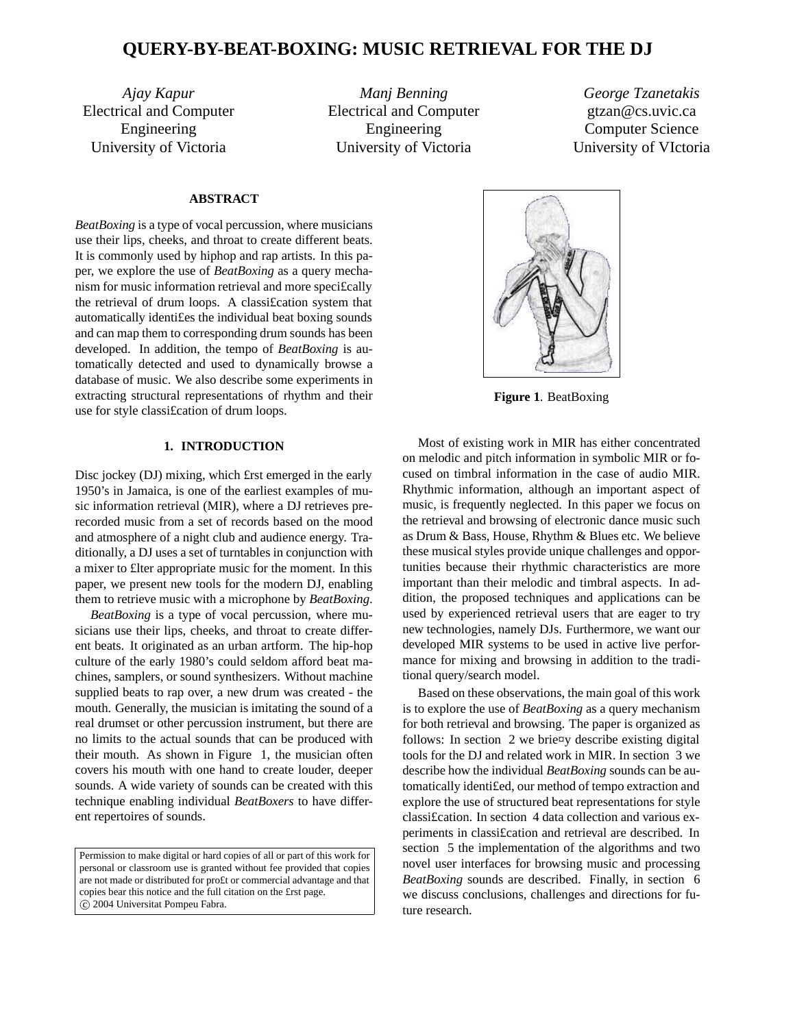# QUERY-BY-BEAT-BOXING: MUSIC RETRIEVAL FOR THE DJ

*Ajay Kapur*
Electrical and Computer Engineering
University of Victoria

*Manj Benning*
Electrical and Computer Engineering
University of Victoria

*George Tzanetakis*
gtzan@cs.uvic.ca
Computer Science
University of VIctoria

## ABSTRACT

*BeatBoxing* is a type of vocal percussion, where musicians use their lips, cheeks, and throat to create different beats. It is commonly used by hiphop and rap artists. In this paper, we explore the use of *BeatBoxing* as a query mechanism for music information retrieval and more speci£cally the retrieval of drum loops. A classi£cation system that automatically identi£es the individual beat boxing sounds and can map them to corresponding drum sounds has been developed. In addition, the tempo of *BeatBoxing* is automatically detected and used to dynamically browse a database of music. We also describe some experiments in extracting structural representations of rhythm and their use for style classi£cation of drum loops.

## 1. INTRODUCTION

Disc jockey (DJ) mixing, which £rst emerged in the early 1950's in Jamaica, is one of the earliest examples of music information retrieval (MIR), where a DJ retrieves prerecorded music from a set of records based on the mood and atmosphere of a night club and audience energy. Traditionally, a DJ uses a set of turntables in conjunction with a mixer to £lter appropriate music for the moment. In this paper, we present new tools for the modern DJ, enabling them to retrieve music with a microphone by *BeatBoxing*.

*BeatBoxing* is a type of vocal percussion, where musicians use their lips, cheeks, and throat to create different beats. It originated as an urban artform. The hip-hop culture of the early 1980's could seldom afford beat machines, samplers, or sound synthesizers. Without machine supplied beats to rap over, a new drum was created - the mouth. Generally, the musician is imitating the sound of a real drumset or other percussion instrument, but there are no limits to the actual sounds that can be produced with their mouth. As shown in Figure 1, the musician often covers his mouth with one hand to create louder, deeper sounds. A wide variety of sounds can be created with this technique enabling individual *BeatBoxers* to have different repertoires of sounds.

Permission to make digital or hard copies of all or part of this work for personal or classroom use is granted without fee provided that copies are not made or distributed for pro£t or commercial advantage and that copies bear this notice and the full citation on the £rst page.
© 2004 Universitat Pompeu Fabra.

**Figure 1**. BeatBoxing

Most of existing work in MIR has either concentrated on melodic and pitch information in symbolic MIR or focused on timbral information in the case of audio MIR. Rhythmic information, although an important aspect of music, is frequently neglected. In this paper we focus on the retrieval and browsing of electronic dance music such as Drum & Bass, House, Rhythm & Blues etc. We believe these musical styles provide unique challenges and opportunities because their rhythmic characteristics are more important than their melodic and timbral aspects. In addition, the proposed techniques and applications can be used by experienced retrieval users that are eager to try new technologies, namely DJs. Furthermore, we want our developed MIR systems to be used in active live performance for mixing and browsing in addition to the traditional query/search model.

Based on these observations, the main goal of this work is to explore the use of *BeatBoxing* as a query mechanism for both retrieval and browsing. The paper is organized as follows: In section 2 we brie¤y describe existing digital tools for the DJ and related work in MIR. In section 3 we describe how the individual *BeatBoxing* sounds can be automatically identi£ed, our method of tempo extraction and explore the use of structured beat representations for style classi£cation. In section 4 data collection and various experiments in classi£cation and retrieval are described. In section 5 the implementation of the algorithms and two novel user interfaces for browsing music and processing *BeatBoxing* sounds are described. Finally, in section 6 we discuss conclusions, challenges and directions for future research.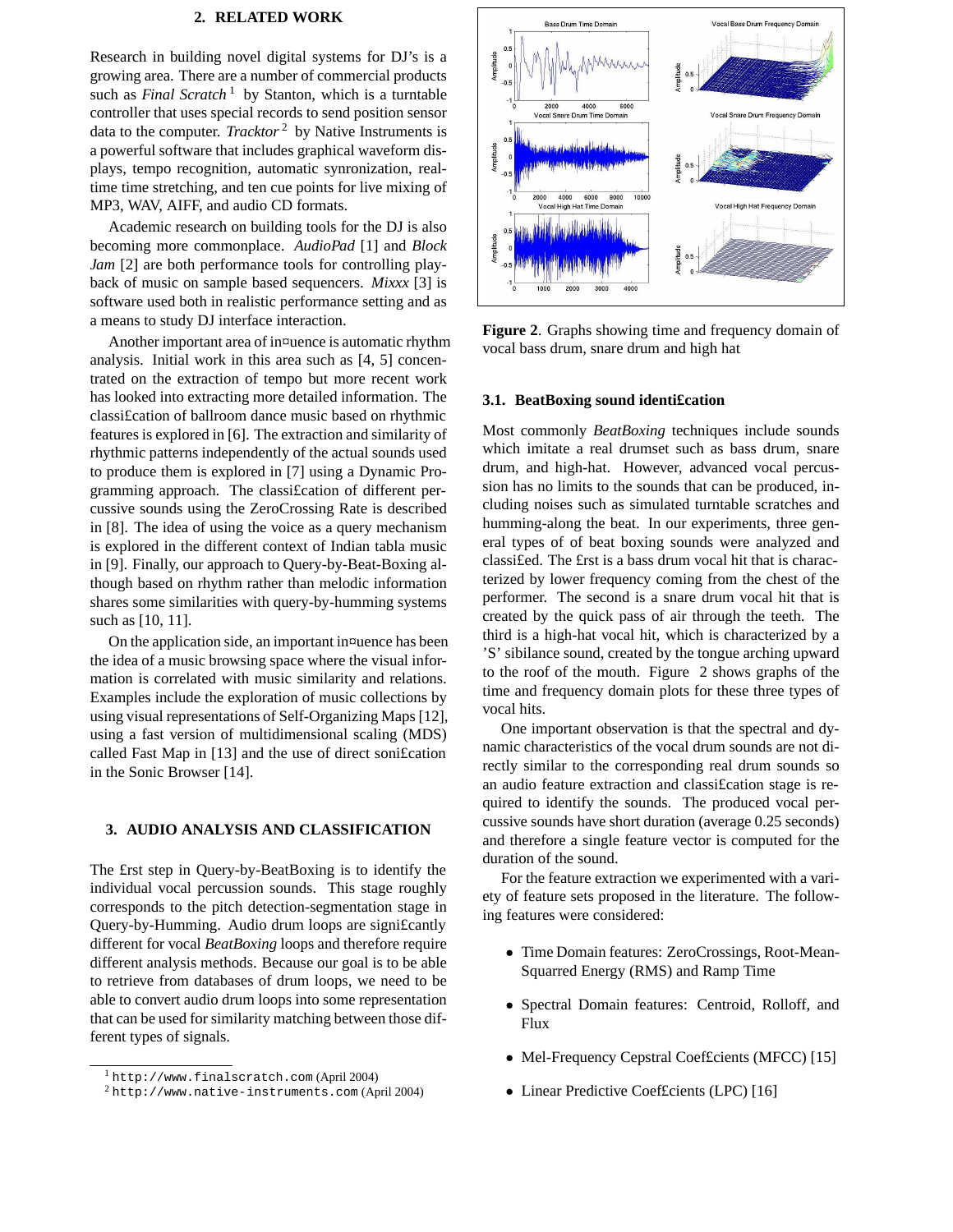## 2. RELATED WORK

Research in building novel digital systems for DJ's is a growing area. There are a number of commercial products such as *Final Scratch* [1] by Stanton, which is a turntable controller that uses special records to send position sensor data to the computer. *Tracktor* [2] by Native Instruments is a powerful software that includes graphical waveform displays, tempo recognition, automatic synronization, realtime time stretching, and ten cue points for live mixing of MP3, WAV, AIFF, and audio CD formats.

Academic research on building tools for the DJ is also becoming more commonplace. *AudioPad* [1] and *Block Jam* [2] are both performance tools for controlling playback of music on sample based sequencers. *Mixxx* [3] is software used both in realistic performance setting and as a means to study DJ interface interaction.

Another important area of influence is automatic rhythm analysis. Initial work in this area such as [4, 5] concentrated on the extraction of tempo but more recent work has looked into extracting more detailed information. The classification of ballroom dance music based on rhythmic features is explored in [6]. The extraction and similarity of rhythmic patterns independently of the actual sounds used to produce them is explored in [7] using a Dynamic Programming approach. The classification of different percussive sounds using the ZeroCrossing Rate is described in [8]. The idea of using the voice as a query mechanism is explored in the different context of Indian tabla music in [9]. Finally, our approach to Query-by-Beat-Boxing although based on rhythm rather than melodic information shares some similarities with query-by-humming systems such as [10, 11].

On the application side, an important influence has been the idea of a music browsing space where the visual information is correlated with music similarity and relations. Examples include the exploration of music collections by using visual representations of Self-Organizing Maps [12], using a fast version of multidimensional scaling (MDS) called Fast Map in [13] and the use of direct sonification in the Sonic Browser [14].

## 3. AUDIO ANALYSIS AND CLASSIFICATION

The first step in Query-by-BeatBoxing is to identify the individual vocal percussion sounds. This stage roughly corresponds to the pitch detection-segmentation stage in Query-by-Humming. Audio drum loops are significantly different for vocal *BeatBoxing* loops and therefore require different analysis methods. Because our goal is to be able to retrieve from databases of drum loops, we need to be able to convert audio drum loops into some representation that can be used for similarity matching between those different types of signals.

[1] http://www.finalscratch.com (April 2004)

[2] http://www.native-instruments.com (April 2004)

**Figure 2**. Graphs showing time and frequency domain of vocal bass drum, snare drum and high hat

### 3.1. BeatBoxing sound identification

Most commonly *BeatBoxing* techniques include sounds which imitate a real drumset such as bass drum, snare drum, and high-hat. However, advanced vocal percussion has no limits to the sounds that can be produced, including noises such as simulated turntable scratches and humming-along the beat. In our experiments, three general types of of beat boxing sounds were analyzed and classified. The first is a bass drum vocal hit that is characterized by lower frequency coming from the chest of the performer. The second is a snare drum vocal hit that is created by the quick pass of air through the teeth. The third is a high-hat vocal hit, which is characterized by a 'S' sibilance sound, created by the tongue arching upward to the roof of the mouth. Figure 2 shows graphs of the time and frequency domain plots for these three types of vocal hits.

One important observation is that the spectral and dynamic characteristics of the vocal drum sounds are not directly similar to the corresponding real drum sounds so an audio feature extraction and classification stage is required to identify the sounds. The produced vocal percussive sounds have short duration (average 0.25 seconds) and therefore a single feature vector is computed for the duration of the sound.

For the feature extraction we experimented with a variety of feature sets proposed in the literature. The following features were considered:

- Time Domain features: ZeroCrossings, Root-Mean-Squarred Energy (RMS) and Ramp Time
- Spectral Domain features: Centroid, Rolloff, and Flux
- Mel-Frequency Cepstral Coefficients (MFCC) [15]
- Linear Predictive Coefficients (LPC) [16]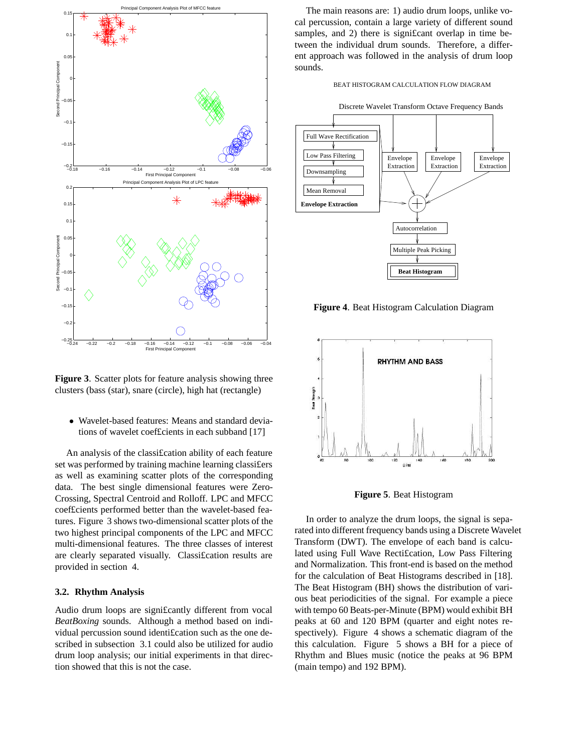Figure 3. Scatter plots for feature analysis showing three clusters (bass (star), snare (circle), high hat (rectangle)

- Wavelet-based features: Means and standard deviations of wavelet coefficients in each subband [17]

An analysis of the classification ability of each feature set was performed by training machine learning classifiers as well as examining scatter plots of the corresponding data. The best single dimensional features were Zero-Crossing, Spectral Centroid and Rolloff. LPC and MFCC coefficients performed better than the wavelet-based features. Figure 3 shows two-dimensional scatter plots of the two highest principal components of the LPC and MFCC multi-dimensional features. The three classes of interest are clearly separated visually. Classification results are provided in section 4.

### 3.2. Rhythm Analysis

Audio drum loops are significantly different from vocal *BeatBoxing* sounds. Although a method based on individual percussion sound identification such as the one described in subsection 3.1 could also be utilized for audio drum loop analysis; our initial experiments in that direction showed that this is not the case.

The main reasons are: 1) audio drum loops, unlike vocal percussion, contain a large variety of different sound samples, and 2) there is significant overlap in time between the individual drum sounds. Therefore, a different approach was followed in the analysis of drum loop sounds.

**Figure 4**. Beat Histogram Calculation Diagram

**Figure 5**. Beat Histogram

In order to analyze the drum loops, the signal is separated into different frequency bands using a Discrete Wavelet Transform (DWT). The envelope of each band is calculated using Full Wave Rectification, Low Pass Filtering and Normalization. This front-end is based on the method for the calculation of Beat Histograms described in [18]. The Beat Histogram (BH) shows the distribution of various beat periodicities of the signal. For example a piece with tempo 60 Beats-per-Minute (BPM) would exhibit BH peaks at 60 and 120 BPM (quarter and eight notes respectively). Figure 4 shows a schematic diagram of the this calculation. Figure 5 shows a BH for a piece of Rhythm and Blues music (notice the peaks at 96 BPM (main tempo) and 192 BPM).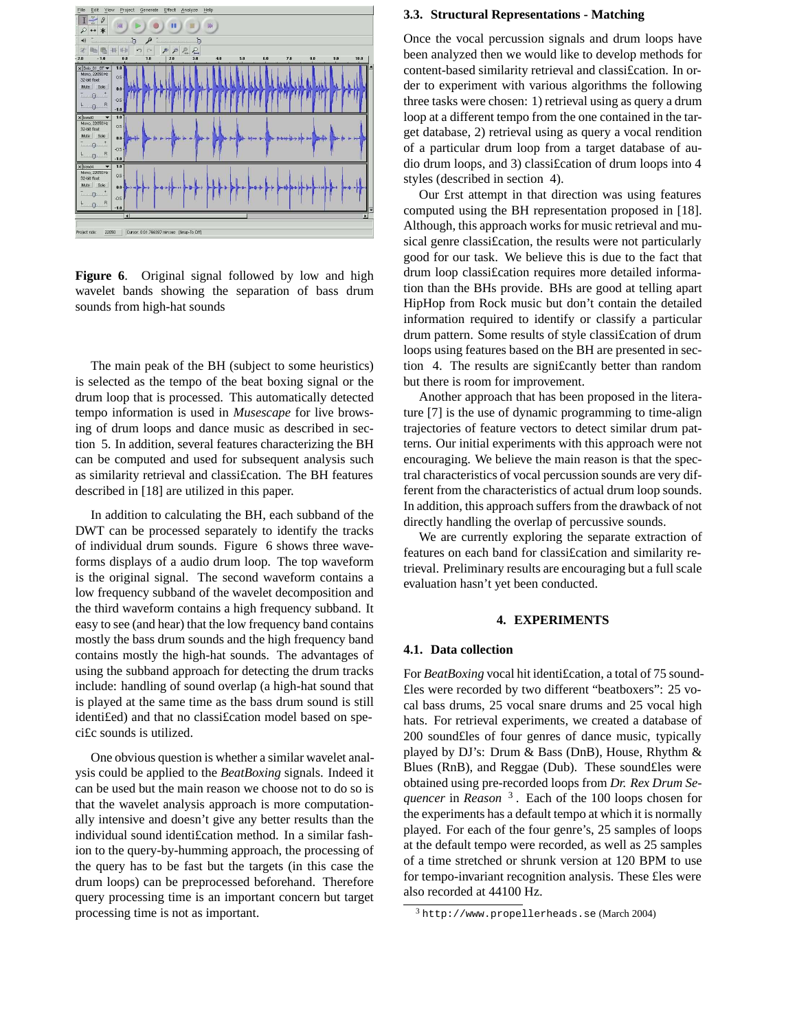**Figure 6**. Original signal followed by low and high wavelet bands showing the separation of bass drum sounds from high-hat sounds

The main peak of the BH (subject to some heuristics) is selected as the tempo of the beat boxing signal or the drum loop that is processed. This automatically detected tempo information is used in *Musescape* for live browsing of drum loops and dance music as described in section 5. In addition, several features characterizing the BH can be computed and used for subsequent analysis such as similarity retrieval and classi£cation. The BH features described in [18] are utilized in this paper.

In addition to calculating the BH, each subband of the DWT can be processed separately to identify the tracks of individual drum sounds. Figure 6 shows three waveforms displays of a audio drum loop. The top waveform is the original signal. The second waveform contains a low frequency subband of the wavelet decomposition and the third waveform contains a high frequency subband. It easy to see (and hear) that the low frequency band contains mostly the bass drum sounds and the high frequency band contains mostly the high-hat sounds. The advantages of using the subband approach for detecting the drum tracks include: handling of sound overlap (a high-hat sound that is played at the same time as the bass drum sound is still identi£ed) and that no classi£cation model based on speci£c sounds is utilized.

One obvious question is whether a similar wavelet analysis could be applied to the *BeatBoxing* signals. Indeed it can be used but the main reason we choose not to do so is that the wavelet analysis approach is more computationally intensive and doesn't give any better results than the individual sound identi£cation method. In a similar fashion to the query-by-humming approach, the processing of the query has to be fast but the targets (in this case the drum loops) can be preprocessed beforehand. Therefore query processing time is an important concern but target processing time is not as important.

### 3.3. Structural Representations - Matching

Once the vocal percussion signals and drum loops have been analyzed then we would like to develop methods for content-based similarity retrieval and classi£cation. In order to experiment with various algorithms the following three tasks were chosen: 1) retrieval using as query a drum loop at a different tempo from the one contained in the target database, 2) retrieval using as query a vocal rendition of a particular drum loop from a target database of audio drum loops, and 3) classi£cation of drum loops into 4 styles (described in section 4).

Our £rst attempt in that direction was using features computed using the BH representation proposed in [18]. Although, this approach works for music retrieval and musical genre classi£cation, the results were not particularly good for our task. We believe this is due to the fact that drum loop classi£cation requires more detailed information than the BHs provide. BHs are good at telling apart HipHop from Rock music but don't contain the detailed information required to identify or classify a particular drum pattern. Some results of style classi£cation of drum loops using features based on the BH are presented in section 4. The results are signi£cantly better than random but there is room for improvement.

Another approach that has been proposed in the literature [7] is the use of dynamic programming to time-align trajectories of feature vectors to detect similar drum patterns. Our initial experiments with this approach were not encouraging. We believe the main reason is that the spectral characteristics of vocal percussion sounds are very different from the characteristics of actual drum loop sounds. In addition, this approach suffers from the drawback of not directly handling the overlap of percussive sounds.

We are currently exploring the separate extraction of features on each band for classi£cation and similarity retrieval. Preliminary results are encouraging but a full scale evaluation hasn't yet been conducted.

## 4. EXPERIMENTS

### 4.1. Data collection

For *BeatBoxing* vocal hit identi£cation, a total of 75 sound£les were recorded by two different "beatboxers": 25 vocal bass drums, 25 vocal snare drums and 25 vocal high hats. For retrieval experiments, we created a database of 200 sound£les of four genres of dance music, typically played by DJ's: Drum & Bass (DnB), House, Rhythm & Blues (RnB), and Reggae (Dub). These sound£les were obtained using pre-recorded loops from *Dr. Rex Drum Sequencer* in *Reason* [3]. Each of the 100 loops chosen for the experiments has a default tempo at which it is normally played. For each of the four genre's, 25 samples of loops at the default tempo were recorded, as well as 25 samples of a time stretched or shrunk version at 120 BPM to use for tempo-invariant recognition analysis. These £les were also recorded at 44100 Hz.

[3] http://www.propellerheads.se (March 2004)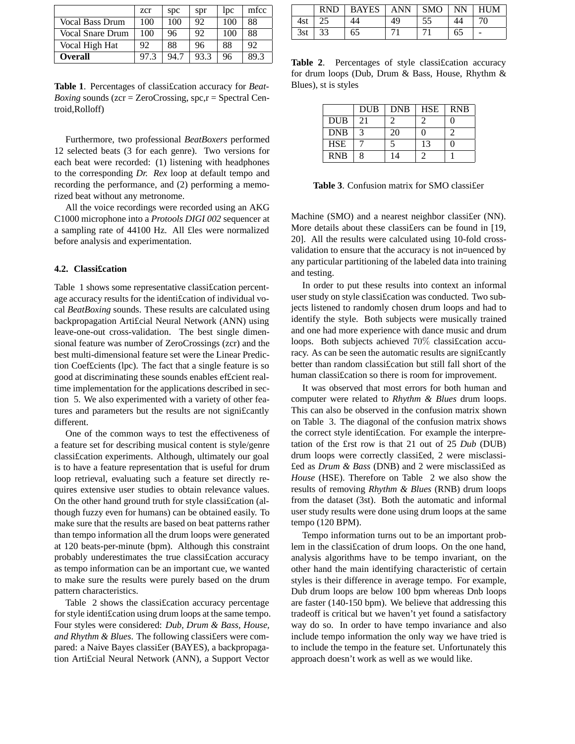|  | zcr | spc | spr | lpc | mfcc |
|---|---|---|---|---|---|
| Vocal Bass Drum | 100 | 100 | 92 | 100 | 88 |
| Vocal Snare Drum | 100 | 96 | 92 | 100 | 88 |
| Vocal High Hat | 92 | 88 | 96 | 88 | 92 |
| **Overall** | 97.3 | 94.7 | 93.3 | 96 | 89.3 |

**Table 1**. Percentages of classification accuracy for *BeatBoxing* sounds (zcr = ZeroCrossing, spc,r = Spectral Centroid,Rolloff)

Furthermore, two professional *BeatBoxers* performed 12 selected beats (3 for each genre). Two versions for each beat were recorded: (1) listening with headphones to the corresponding *Dr. Rex* loop at default tempo and recording the performance, and (2) performing a memorized beat without any metronome.

All the voice recordings were recorded using an AKG C1000 microphone into a *Protools DIGI 002* sequencer at a sampling rate of 44100 Hz. All files were normalized before analysis and experimentation.

### 4.2. Classification

Table 1 shows some representative classification percentage accuracy results for the identification of individual vocal *BeatBoxing* sounds. These results are calculated using backpropagation Artificial Neural Network (ANN) using leave-one-out cross-validation. The best single dimensional feature was number of ZeroCrossings (zcr) and the best multi-dimensional feature set were the Linear Prediction Coefficients (lpc). The fact that a single feature is so good at discriminating these sounds enables efficient realtime implementation for the applications described in section 5. We also experimented with a variety of other features and parameters but the results are not significantly different.

One of the common ways to test the effectiveness of a feature set for describing musical content is style/genre classification experiments. Although, ultimately our goal is to have a feature representation that is useful for drum loop retrieval, evaluating such a feature set directly requires extensive user studies to obtain relevance values. On the other hand ground truth for style classification (although fuzzy even for humans) can be obtained easily. To make sure that the results are based on beat patterns rather than tempo information all the drum loops were generated at 120 beats-per-minute (bpm). Although this constraint probably underestimates the true classification accuracy as tempo information can be an important cue, we wanted to make sure the results were purely based on the drum pattern characteristics.

Table 2 shows the classification accuracy percentage for style identification using drum loops at the same tempo. Four styles were considered: *Dub, Drum & Bass, House, and Rhythm & Blues*. The following classifiers were compared: a Naive Bayes classifier (BAYES), a backpropagation Artificial Neural Network (ANN), a Support Vector Machine (SMO) and a nearest neighbor classifier (NN). More details about these classifiers can be found in [19, 20]. All the results were calculated using 10-fold cross-validation to ensure that the accuracy is not influenced by any particular partitioning of the labeled data into training and testing.

|  | RND | BAYES | ANN | SMO | NN | HUM |
|---|---|---|---|---|---|---|
| 4st | 25 | 44 | 49 | 55 | 44 | 70 |
| 3st | 33 | 65 | 71 | 71 | 65 | - |

**Table 2**. Percentages of style classification accuracy for drum loops (Dub, Drum & Bass, House, Rhythm & Blues), st is styles

|  | DUB | DNB | HSE | RNB |
|---|---|---|---|---|
| DUB | 21 | 2 | 2 | 0 |
| DNB | 3 | 20 | 0 | 2 |
| HSE | 7 | 5 | 13 | 0 |
| RNB | 8 | 14 | 2 | 1 |

**Table 3**. Confusion matrix for SMO classifier

In order to put these results into context an informal user study on style classification was conducted. Two subjects listened to randomly chosen drum loops and had to identify the style. Both subjects were musically trained and one had more experience with dance music and drum loops. Both subjects achieved $70\%$ classification accuracy. As can be seen the automatic results are significantly better than random classification but still fall short of the human classification so there is room for improvement.

It was observed that most errors for both human and computer were related to *Rhythm & Blues* drum loops. This can also be observed in the confusion matrix shown on Table 3. The diagonal of the confusion matrix shows the correct style identification. For example the interpretation of the first row is that 21 out of 25 *Dub* (DUB) drum loops were correctly classified, 2 were misclassified as *Drum & Bass* (DNB) and 2 were misclassified as *House* (HSE). Therefore on Table 2 we also show the results of removing *Rhythm & Blues* (RNB) drum loops from the dataset (3st). Both the automatic and informal user study results were done using drum loops at the same tempo (120 BPM).

Tempo information turns out to be an important problem in the classification of drum loops. On the one hand, analysis algorithms have to be tempo invariant, on the other hand the main identifying characteristic of certain styles is their difference in average tempo. For example, Dub drum loops are below 100 bpm whereas Dnb loops are faster (140-150 bpm). We believe that addressing this tradeoff is critical but we haven't yet found a satisfactory way do so. In order to have tempo invariance and also include tempo information the only way we have tried is to include the tempo in the feature set. Unfortunately this approach doesn't work as well as we would like.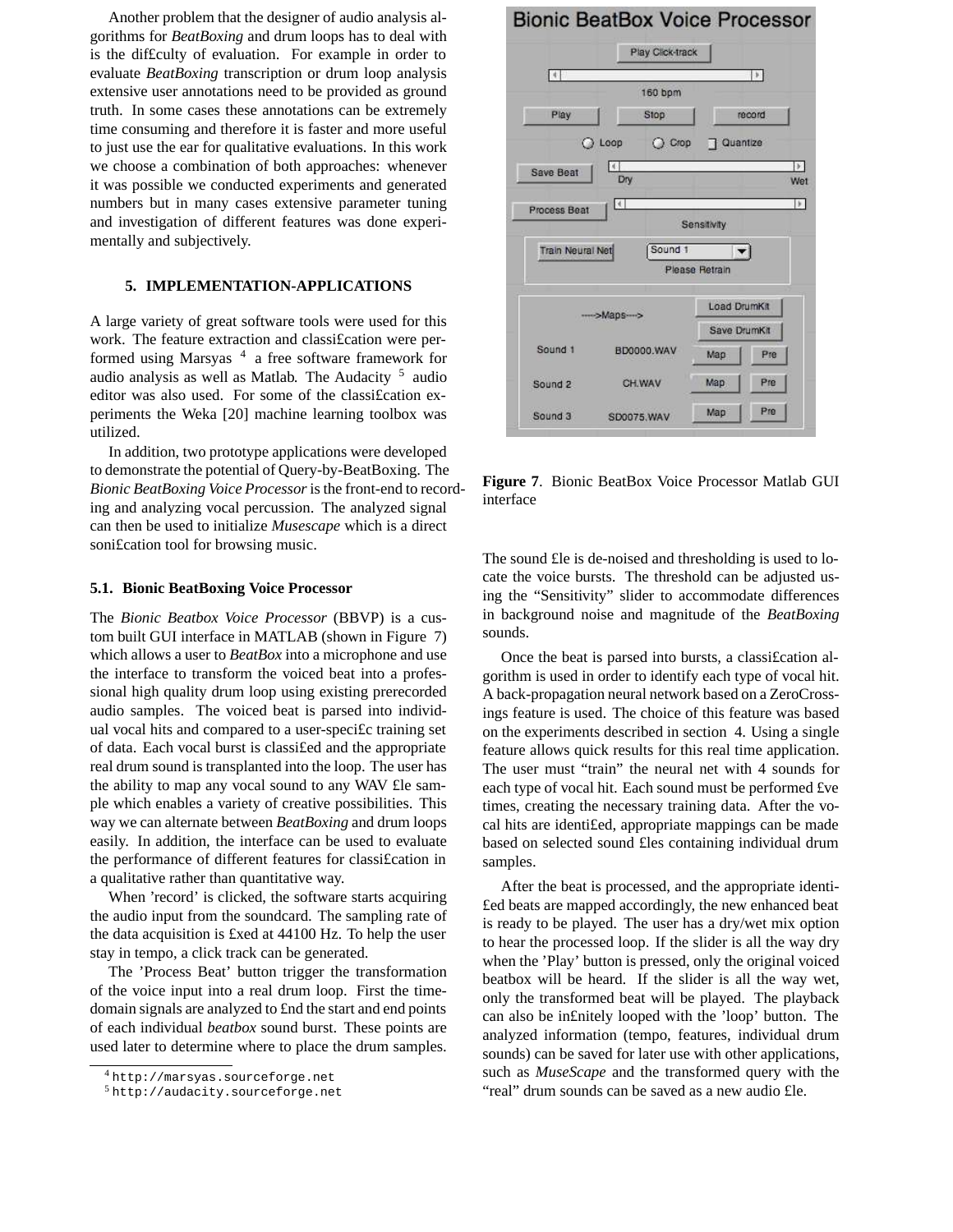Another problem that the designer of audio analysis algorithms for *BeatBoxing* and drum loops has to deal with is the difficulty of evaluation. For example in order to evaluate *BeatBoxing* transcription or drum loop analysis extensive user annotations need to be provided as ground truth. In some cases these annotations can be extremely time consuming and therefore it is faster and more useful to just use the ear for qualitative evaluations. In this work we choose a combination of both approaches: whenever it was possible we conducted experiments and generated numbers but in many cases extensive parameter tuning and investigation of different features was done experimentally and subjectively.

## 5. IMPLEMENTATION-APPLICATIONS

A large variety of great software tools were used for this work. The feature extraction and classification were performed using Marsyas [4] a free software framework for audio analysis as well as Matlab. The Audacity [5] audio editor was also used. For some of the classification experiments the Weka [20] machine learning toolbox was utilized.

In addition, two prototype applications were developed to demonstrate the potential of Query-by-BeatBoxing. The *Bionic BeatBoxing Voice Processor* is the front-end to recording and analyzing vocal percussion. The analyzed signal can then be used to initialize *Musescape* which is a direct sonification tool for browsing music.

### 5.1. Bionic BeatBoxing Voice Processor

The *Bionic Beatbox Voice Processor* (BBVP) is a custom built GUI interface in MATLAB (shown in Figure 7) which allows a user to *BeatBox* into a microphone and use the interface to transform the voiced beat into a professional high quality drum loop using existing prerecorded audio samples. The voiced beat is parsed into individual vocal hits and compared to a user-specific training set of data. Each vocal burst is classified and the appropriate real drum sound is transplanted into the loop. The user has the ability to map any vocal sound to any WAV file sample which enables a variety of creative possibilities. This way we can alternate between *BeatBoxing* and drum loops easily. In addition, the interface can be used to evaluate the performance of different features for classification in a qualitative rather than quantitative way.

When 'record' is clicked, the software starts acquiring the audio input from the soundcard. The sampling rate of the data acquisition is fixed at 44100 Hz. To help the user stay in tempo, a click track can be generated.

The 'Process Beat' button trigger the transformation of the voice input into a real drum loop. First the time-domain signals are analyzed to find the start and end points of each individual *beatbox* sound burst. These points are used later to determine where to place the drum samples.

[4] http://marsyas.sourceforge.net
[5] http://audacity.sourceforge.net

**Figure 7**. Bionic BeatBox Voice Processor Matlab GUI interface

The sound file is de-noised and thresholding is used to locate the voice bursts. The threshold can be adjusted using the "Sensitivity" slider to accommodate differences in background noise and magnitude of the *BeatBoxing* sounds.

Once the beat is parsed into bursts, a classification algorithm is used in order to identify each type of vocal hit. A back-propagation neural network based on a ZeroCrossings feature is used. The choice of this feature was based on the experiments described in section 4. Using a single feature allows quick results for this real time application. The user must "train" the neural net with 4 sounds for each type of vocal hit. Each sound must be performed five times, creating the necessary training data. After the vocal hits are identified, appropriate mappings can be made based on selected sound files containing individual drum samples.

After the beat is processed, and the appropriate identified beats are mapped accordingly, the new enhanced beat is ready to be played. The user has a dry/wet mix option to hear the processed loop. If the slider is all the way dry when the 'Play' button is pressed, only the original voiced beatbox will be heard. If the slider is all the way wet, only the transformed beat will be played. The playback can also be infinitely looped with the 'loop' button. The analyzed information (tempo, features, individual drum sounds) can be saved for later use with other applications, such as *MuseScape* and the transformed query with the "real" drum sounds can be saved as a new audio file.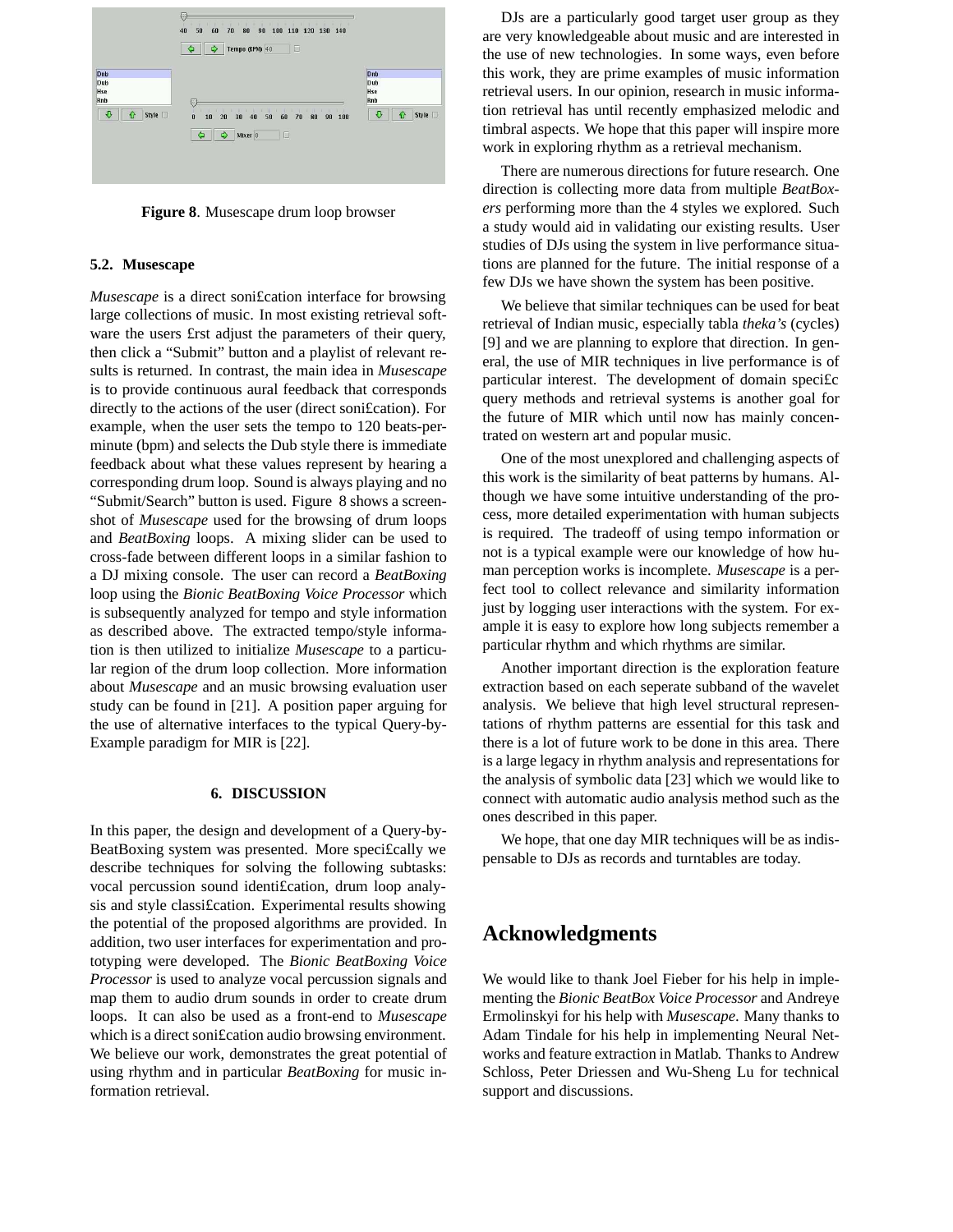**Figure 8**. Musescape drum loop browser

### 5.2. Musescape

*Musescape* is a direct soni£cation interface for browsing large collections of music. In most existing retrieval software the users £rst adjust the parameters of their query, then click a "Submit" button and a playlist of relevant results is returned. In contrast, the main idea in *Musescape* is to provide continuous aural feedback that corresponds directly to the actions of the user (direct soni£cation). For example, when the user sets the tempo to 120 beats-per-minute (bpm) and selects the Dub style there is immediate feedback about what these values represent by hearing a corresponding drum loop. Sound is always playing and no "Submit/Search" button is used. Figure 8 shows a screenshot of *Musescape* used for the browsing of drum loops and *BeatBoxing* loops. A mixing slider can be used to cross-fade between different loops in a similar fashion to a DJ mixing console. The user can record a *BeatBoxing* loop using the *Bionic BeatBoxing Voice Processor* which is subsequently analyzed for tempo and style information as described above. The extracted tempo/style information is then utilized to initialize *Musescape* to a particular region of the drum loop collection. More information about *Musescape* and an music browsing evaluation user study can be found in [21]. A position paper arguing for the use of alternative interfaces to the typical Query-by-Example paradigm for MIR is [22].

## 6. DISCUSSION

In this paper, the design and development of a Query-by-BeatBoxing system was presented. More speci£cally we describe techniques for solving the following subtasks: vocal percussion sound identi£cation, drum loop analysis and style classi£cation. Experimental results showing the potential of the proposed algorithms are provided. In addition, two user interfaces for experimentation and prototyping were developed. The *Bionic BeatBoxing Voice Processor* is used to analyze vocal percussion signals and map them to audio drum sounds in order to create drum loops. It can also be used as a front-end to *Musescape* which is a direct soni£cation audio browsing environment. We believe our work, demonstrates the great potential of using rhythm and in particular *BeatBoxing* for music information retrieval.

DJs are a particularly good target user group as they are very knowledgeable about music and are interested in the use of new technologies. In some ways, even before this work, they are prime examples of music information retrieval users. In our opinion, research in music information retrieval has until recently emphasized melodic and timbral aspects. We hope that this paper will inspire more work in exploring rhythm as a retrieval mechanism.

There are numerous directions for future research. One direction is collecting more data from multiple *BeatBoxers* performing more than the 4 styles we explored. Such a study would aid in validating our existing results. User studies of DJs using the system in live performance situations are planned for the future. The initial response of a few DJs we have shown the system has been positive.

We believe that similar techniques can be used for beat retrieval of Indian music, especially tabla *theka's* (cycles) [9] and we are planning to explore that direction. In general, the use of MIR techniques in live performance is of particular interest. The development of domain speci£c query methods and retrieval systems is another goal for the future of MIR which until now has mainly concentrated on western art and popular music.

One of the most unexplored and challenging aspects of this work is the similarity of beat patterns by humans. Although we have some intuitive understanding of the process, more detailed experimentation with human subjects is required. The tradeoff of using tempo information or not is a typical example were our knowledge of how human perception works is incomplete. *Musescape* is a perfect tool to collect relevance and similarity information just by logging user interactions with the system. For example it is easy to explore how long subjects remember a particular rhythm and which rhythms are similar.

Another important direction is the exploration feature extraction based on each seperate subband of the wavelet analysis. We believe that high level structural representations of rhythm patterns are essential for this task and there is a lot of future work to be done in this area. There is a large legacy in rhythm analysis and representations for the analysis of symbolic data [23] which we would like to connect with automatic audio analysis method such as the ones described in this paper.

We hope, that one day MIR techniques will be as indispensable to DJs as records and turntables are today.

## Acknowledgments

We would like to thank Joel Fieber for his help in implementing the *Bionic BeatBox Voice Processor* and Andreye Ermolinskyi for his help with *Musescape*. Many thanks to Adam Tindale for his help in implementing Neural Networks and feature extraction in Matlab. Thanks to Andrew Schloss, Peter Driessen and Wu-Sheng Lu for technical support and discussions.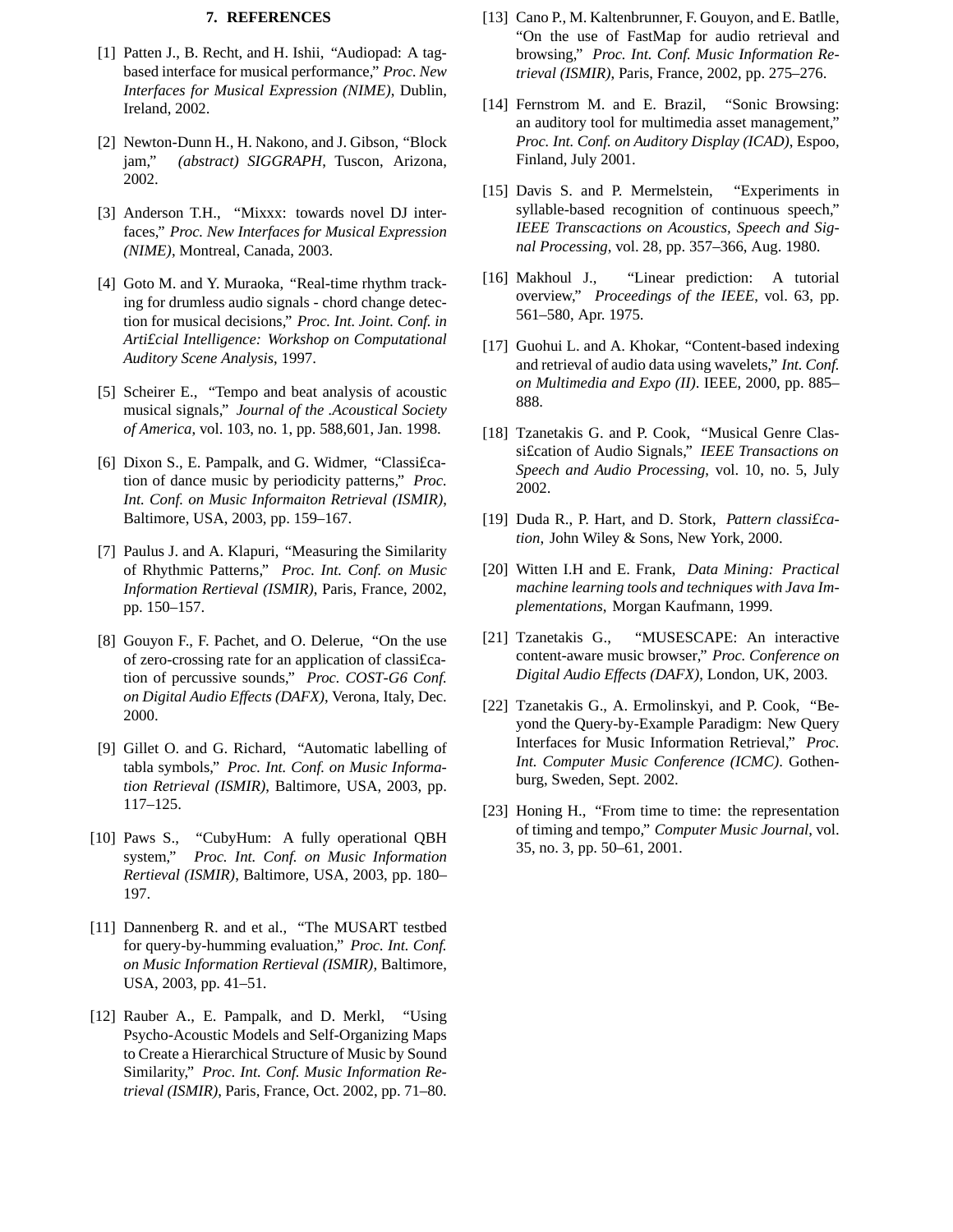## 7. REFERENCES

[1] Patten J., B. Recht, and H. Ishii, "Audiopad: A tag-based interface for musical performance," *Proc. New Interfaces for Musical Expression (NIME)*, Dublin, Ireland, 2002.

[2] Newton-Dunn H., H. Nakono, and J. Gibson, "Block jam," *(abstract) SIGGRAPH*, Tuscon, Arizona, 2002.

[3] Anderson T.H., "Mixxx: towards novel DJ interfaces," *Proc. New Interfaces for Musical Expression (NIME)*, Montreal, Canada, 2003.

[4] Goto M. and Y. Muraoka, "Real-time rhythm tracking for drumless audio signals - chord change detection for musical decisions," *Proc. Int. Joint. Conf. in Arti£cial Intelligience: Workshop on Computational Auditory Scene Analysis*, 1997.

[5] Scheirer E., "Tempo and beat analysis of acoustic musical signals," *Journal of the .Acoustical Society of America*, vol. 103, no. 1, pp. 588,601, Jan. 1998.

[6] Dixon S., E. Pampalk, and G. Widmer, "Classi£cation of dance music by periodicity patterns," *Proc. Int. Conf. on Music Informaiton Retrieval (ISMIR)*, Baltimore, USA, 2003, pp. 159–167.

[7] Paulus J. and A. Klapuri, "Measuring the Similarity of Rhythmic Patterns," *Proc. Int. Conf. on Music Information Rertieval (ISMIR)*, Paris, France, 2002, pp. 150–157.

[8] Gouyon F., F. Pachet, and O. Delerue, "On the use of zero-crossing rate for an application of classi£cation of percussive sounds," *Proc. COST-G6 Conf. on Digital Audio Effects (DAFX)*, Verona, Italy, Dec. 2000.

[9] Gillet O. and G. Richard, "Automatic labelling of tabla symbols," *Proc. Int. Conf. on Music Information Retrieval (ISMIR)*, Baltimore, USA, 2003, pp. 117–125.

[10] Paws S., "CubyHum: A fully operational QBH system," *Proc. Int. Conf. on Music Information Rertieval (ISMIR)*, Baltimore, USA, 2003, pp. 180–197.

[11] Dannenberg R. and et al., "The MUSART testbed for query-by-humming evaluation," *Proc. Int. Conf. on Music Information Rertieval (ISMIR)*, Baltimore, USA, 2003, pp. 41–51.

[12] Rauber A., E. Pampalk, and D. Merkl, "Using Psycho-Acoustic Models and Self-Organizing Maps to Create a Hierarchical Structure of Music by Sound Similarity," *Proc. Int. Conf. Music Information Retrieval (ISMIR)*, Paris, France, Oct. 2002, pp. 71–80.

[13] Cano P., M. Kaltenbrunner, F. Gouyon, and E. Batlle, "On the use of FastMap for audio retrieval and browsing," *Proc. Int. Conf. Music Information Retrieval (ISMIR)*, Paris, France, 2002, pp. 275–276.

[14] Fernstrom M. and E. Brazil, "Sonic Browsing: an auditory tool for multimedia asset management," *Proc. Int. Conf. on Auditory Display (ICAD)*, Espoo, Finland, July 2001.

[15] Davis S. and P. Mermelstein, "Experiments in syllable-based recognition of continuous speech," *IEEE Transcactions on Acoustics, Speech and Signal Processing*, vol. 28, pp. 357–366, Aug. 1980.

[16] Makhoul J., "Linear prediction: A tutorial overview," *Proceedings of the IEEE*, vol. 63, pp. 561–580, Apr. 1975.

[17] Guohui L. and A. Khokar, "Content-based indexing and retrieval of audio data using wavelets," *Int. Conf. on Multimedia and Expo (II)*. IEEE, 2000, pp. 885–888.

[18] Tzanetakis G. and P. Cook, "Musical Genre Classi£cation of Audio Signals," *IEEE Transactions on Speech and Audio Processing*, vol. 10, no. 5, July 2002.

[19] Duda R., P. Hart, and D. Stork, *Pattern classi£cation*, John Wiley & Sons, New York, 2000.

[20] Witten I.H and E. Frank, *Data Mining: Practical machine learning tools and techniques with Java Implementations*, Morgan Kaufmann, 1999.

[21] Tzanetakis G., "MUSESCAPE: An interactive content-aware music browser," *Proc. Conference on Digital Audio Effects (DAFX)*, London, UK, 2003.

[22] Tzanetakis G., A. Ermolinskyi, and P. Cook, "Beyond the Query-by-Example Paradigm: New Query Interfaces for Music Information Retrieval," *Proc. Int. Computer Music Conference (ICMC)*. Gothenburg, Sweden, Sept. 2002.

[23] Honing H., "From time to time: the representation of timing and tempo," *Computer Music Journal*, vol. 35, no. 3, pp. 50–61, 2001.